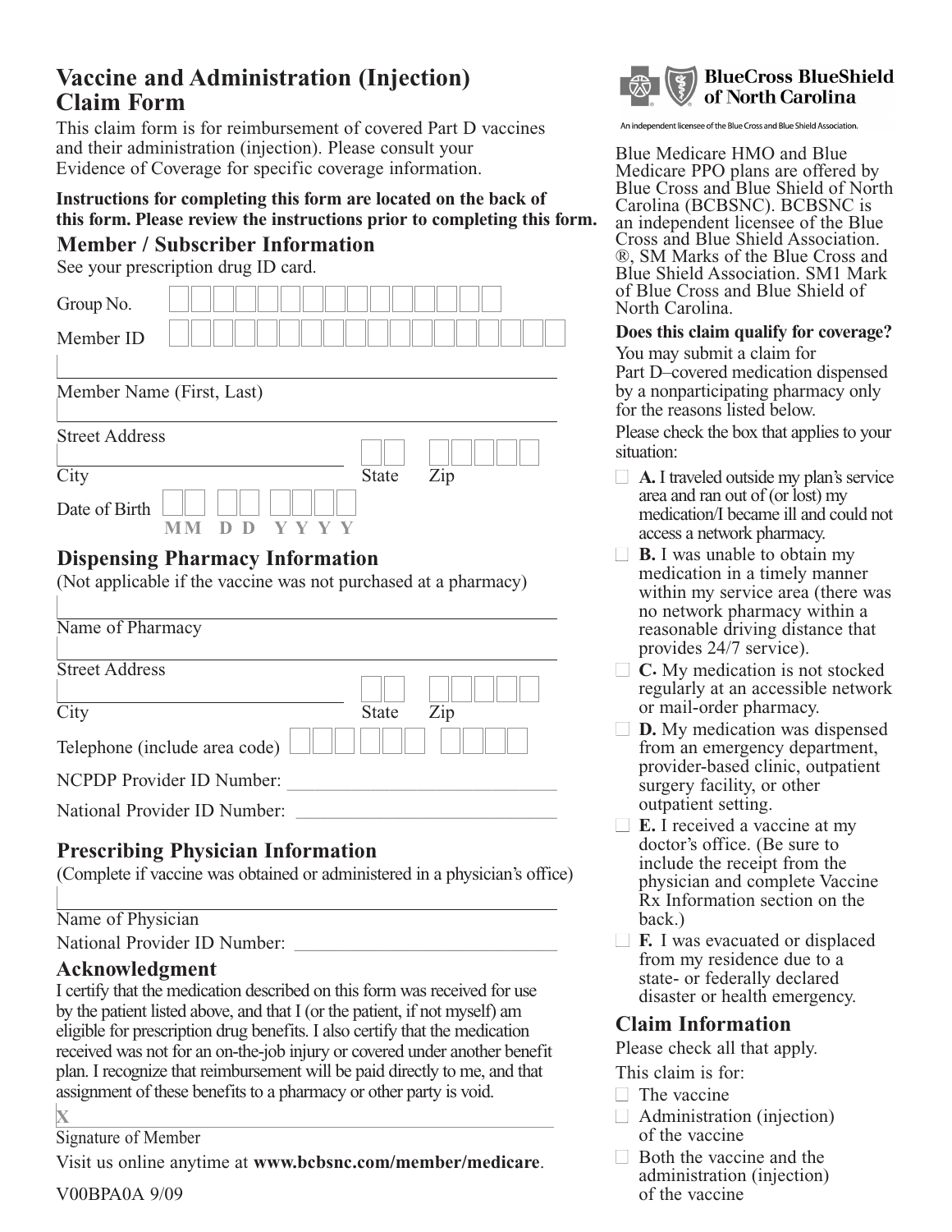# Vaccine and Administration (Injection) Claim Form

This claim form is for reimbursement of covered Part D vaccines and their administration (injection). Please consult your Evidence of Coverage for specific coverage information.

**Instructions for completing this form are located on the back of this form. Please review the instructions prior to completing this form.**

## Member / Subscriber Information

See your prescription drug ID card.

Group No. ______________

Member ID ______________

Member Name (First, Last) ______________

Street Address ______________

City ______________ State ____ Zip ______

Date of Birth ____ ____ ______
MM DD YYYY

## Dispensing Pharmacy Information

(Not applicable if the vaccine was not purchased at a pharmacy)

Name of Pharmacy ______________

Street Address ______________

City ______________ State ____ Zip ______

Telephone (include area code) ______________

NCPDP Provider ID Number: ______________

National Provider ID Number: ______________

## Prescribing Physician Information

(Complete if vaccine was obtained or administered in a physician's office)

Name of Physician ______________

National Provider ID Number: ______________

## Acknowledgment

I certify that the medication described on this form was received for use by the patient listed above, and that I (or the patient, if not myself) am eligible for prescription drug benefits. I also certify that the medication received was not for an on-the-job injury or covered under another benefit plan. I recognize that reimbursement will be paid directly to me, and that assignment of these benefits to a pharmacy or other party is void.

X ______________

Signature of Member

Visit us online anytime at **www.bcbsnc.com/member/medicare**.

V00BPA0A 9/09

---

**BlueCross BlueShield of North Carolina**

An independent licensee of the Blue Cross and Blue Shield Association.

Blue Medicare HMO and Blue Medicare PPO plans are offered by Blue Cross and Blue Shield of North Carolina (BCBSNC). BCBSNC is an independent licensee of the Blue Cross and Blue Shield Association. ®, SM Marks of the Blue Cross and Blue Shield Association. SM1 Mark of Blue Cross and Blue Shield of North Carolina.

**Does this claim qualify for coverage?**

You may submit a claim for Part D–covered medication dispensed by a nonparticipating pharmacy only for the reasons listed below.

Please check the box that applies to your situation:

- ☐ **A.** I traveled outside my plan's service area and ran out of (or lost) my medication/I became ill and could not access a network pharmacy.
- ☐ **B.** I was unable to obtain my medication in a timely manner within my service area (there was no network pharmacy within a reasonable driving distance that provides 24/7 service).
- ☐ **C.** My medication is not stocked regularly at an accessible network or mail-order pharmacy.
- ☐ **D.** My medication was dispensed from an emergency department, provider-based clinic, outpatient surgery facility, or other outpatient setting.
- ☐ **E.** I received a vaccine at my doctor's office. (Be sure to include the receipt from the physician and complete Vaccine Rx Information section on the back.)
- ☐ **F.** I was evacuated or displaced from my residence due to a state- or federally declared disaster or health emergency.

## Claim Information

Please check all that apply.

This claim is for:

- ☐ The vaccine
- ☐ Administration (injection) of the vaccine
- ☐ Both the vaccine and the administration (injection) of the vaccine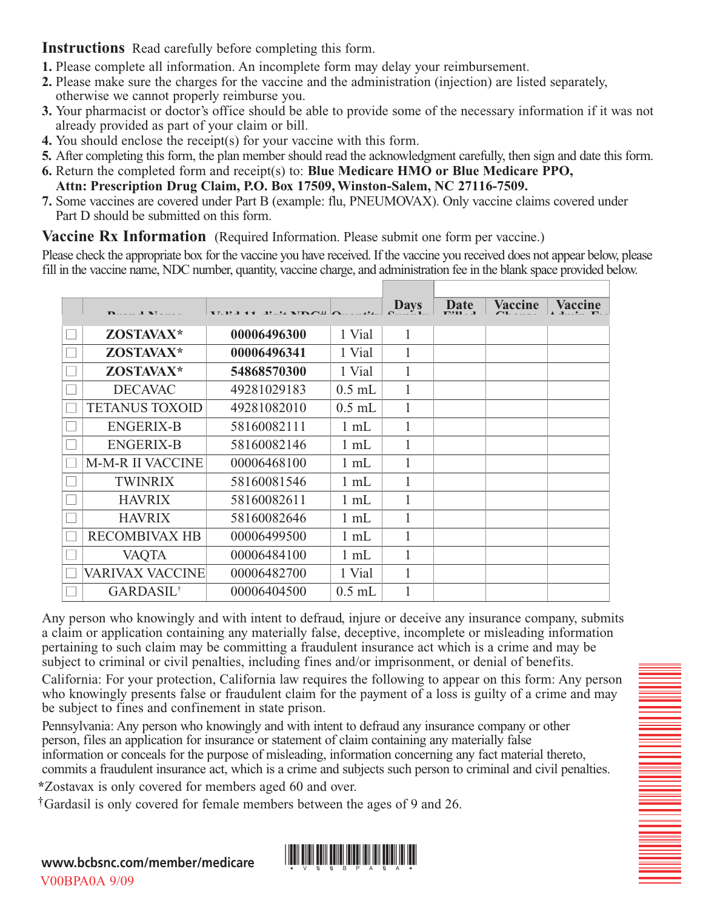**Instructions** Read carefully before completing this form.

1. Please complete all information. An incomplete form may delay your reimbursement.
2. Please make sure the charges for the vaccine and the administration (injection) are listed separately, otherwise we cannot properly reimburse you.
3. Your pharmacist or doctor's office should be able to provide some of the necessary information if it was not already provided as part of your claim or bill.
4. You should enclose the receipt(s) for your vaccine with this form.
5. After completing this form, the plan member should read the acknowledgment carefully, then sign and date this form.
6. Return the completed form and receipt(s) to: **Blue Medicare HMO or Blue Medicare PPO, Attn: Prescription Drug Claim, P.O. Box 17509, Winston-Salem, NC 27116-7509.**
7. Some vaccines are covered under Part B (example: flu, PNEUMOVAX). Only vaccine claims covered under Part D should be submitted on this form.

## Vaccine Rx Information (Required Information. Please submit one form per vaccine.)

Please check the appropriate box for the vaccine you have received. If the vaccine you received does not appear below, please fill in the vaccine name, NDC number, quantity, vaccine charge, and administration fee in the blank space provided below.

| | Brand Name | Valid 11-digit NDC# | Quantity | Days Supply | Date Filled | Vaccine Charge | Vaccine Admin Fee |
|---|---|---|---|---|---|---|---|
| ☐ | **ZOSTAVAX*** | **00006496300** | 1 Vial | 1 | | | |
| ☐ | **ZOSTAVAX*** | **00006496341** | 1 Vial | 1 | | | |
| ☐ | **ZOSTAVAX*** | **54868570300** | 1 Vial | 1 | | | |
| ☐ | DECAVAC | 49281029183 | 0.5 mL | 1 | | | |
| ☐ | TETANUS TOXOID | 49281082010 | 0.5 mL | 1 | | | |
| ☐ | ENGERIX-B | 58160082111 | 1 mL | 1 | | | |
| ☐ | ENGERIX-B | 58160082146 | 1 mL | 1 | | | |
| ☐ | M-M-R II VACCINE | 00006468100 | 1 mL | 1 | | | |
| ☐ | TWINRIX | 58160081546 | 1 mL | 1 | | | |
| ☐ | HAVRIX | 58160082611 | 1 mL | 1 | | | |
| ☐ | HAVRIX | 58160082646 | 1 mL | 1 | | | |
| ☐ | RECOMBIVAX HB | 00006499500 | 1 mL | 1 | | | |
| ☐ | VAQTA | 00006484100 | 1 mL | 1 | | | |
| ☐ | VARIVAX VACCINE | 00006482700 | 1 Vial | 1 | | | |
| ☐ | GARDASIL† | 00006404500 | 0.5 mL | 1 | | | |

Any person who knowingly and with intent to defraud, injure or deceive any insurance company, submits a claim or application containing any materially false, deceptive, incomplete or misleading information pertaining to such claim may be committing a fraudulent insurance act which is a crime and may be subject to criminal or civil penalties, including fines and/or imprisonment, or denial of benefits.

California: For your protection, California law requires the following to appear on this form: Any person who knowingly presents false or fraudulent claim for the payment of a loss is guilty of a crime and may be subject to fines and confinement in state prison.

Pennsylvania: Any person who knowingly and with intent to defraud any insurance company or other person, files an application for insurance or statement of claim containing any materially false information or conceals for the purpose of misleading, information concerning any fact material thereto, commits a fraudulent insurance act, which is a crime and subjects such person to criminal and civil penalties.

*Zostavax is only covered for members aged 60 and over.

†Gardasil is only covered for female members between the ages of 9 and 26.

www.bcbsnc.com/member/medicare

V00BPA0A 9/09